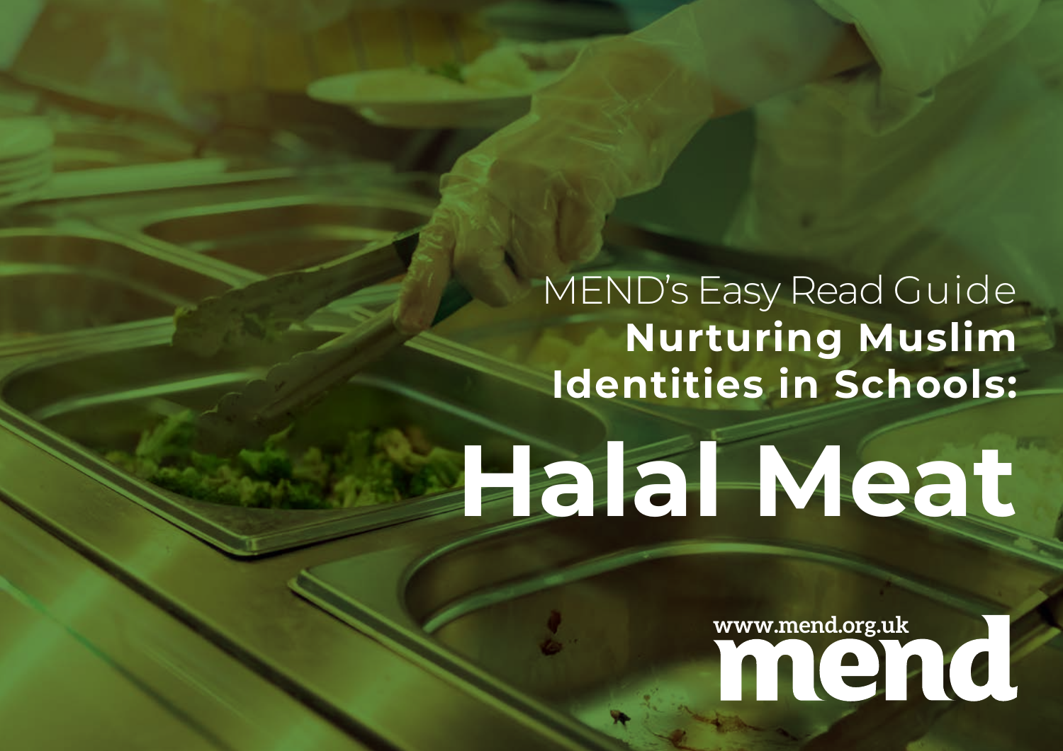MEND's Easy Read Guide

**Nurturing Muslim Identities in Schools:**

# Halal Meat

www.mend.org.uk

mend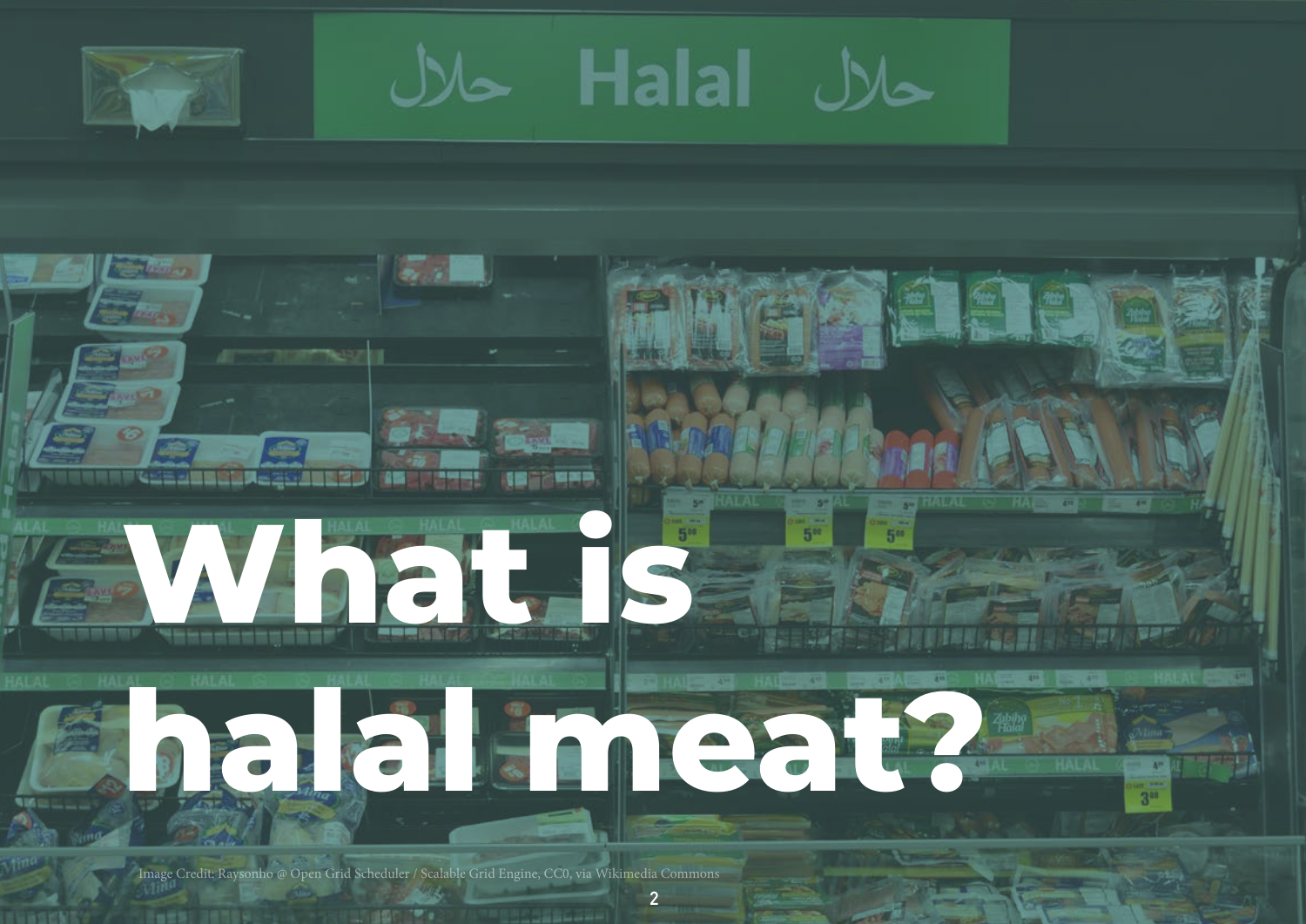# What is halal meat?

Image Credit: Raysonho @ Open Grid Scheduler / Scalable Grid Engine, CC0, via Wikimedia Commons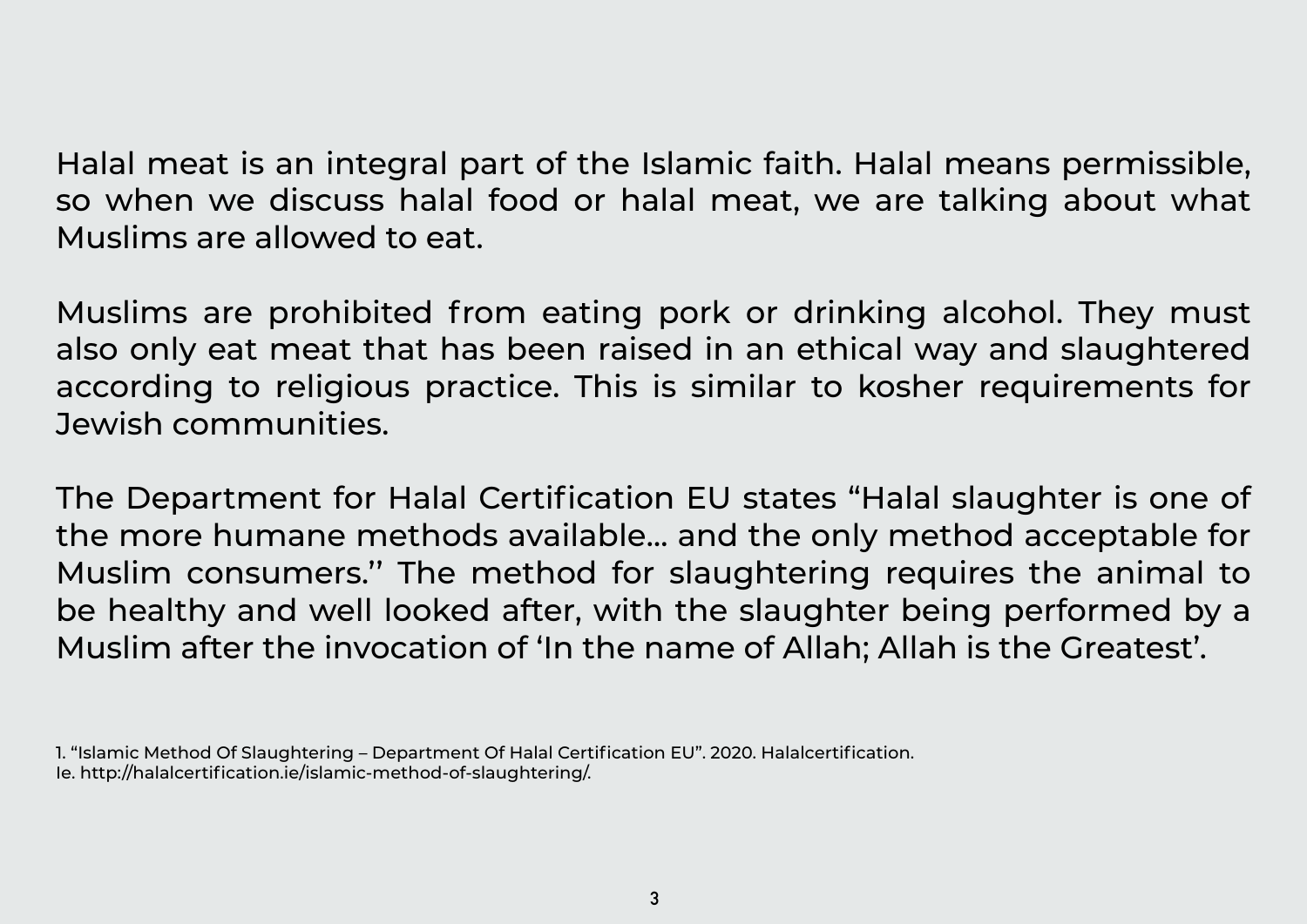Halal meat is an integral part of the Islamic faith. Halal means permissible, so when we discuss halal food or halal meat, we are talking about what Muslims are allowed to eat.

Muslims are prohibited from eating pork or drinking alcohol. They must also only eat meat that has been raised in an ethical way and slaughtered according to religious practice. This is similar to kosher requirements for Jewish communities.

The Department for Halal Certification EU states "Halal slaughter is one of the more humane methods available... and the only method acceptable for Muslim consumers.'' The method for slaughtering requires the animal to be healthy and well looked after, with the slaughter being performed by a Muslim after the invocation of 'In the name of Allah; Allah is the Greatest'.

1. "Islamic Method Of Slaughtering – Department Of Halal Certification EU". 2020. Halalcertification. Ie. http://halalcertification.ie/islamic-method-of-slaughtering/.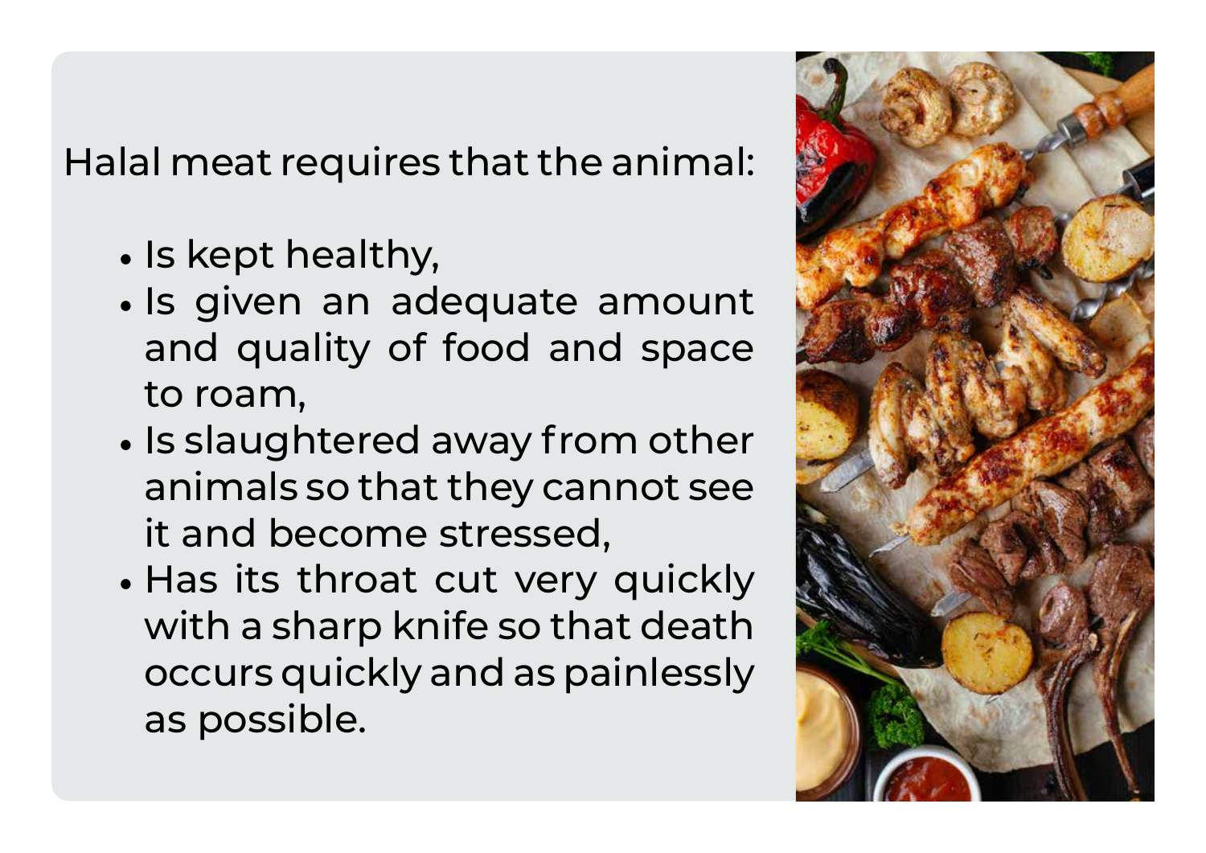Halal meat requires that the animal:

- Is kept healthy,
- Is given an adequate amount and quality of food and space to roam,
- Is slaughtered away from other animals so that they cannot see it and become stressed,
- Has its throat cut very quickly with a sharp knife so that death occurs quickly and as painlessly as possible.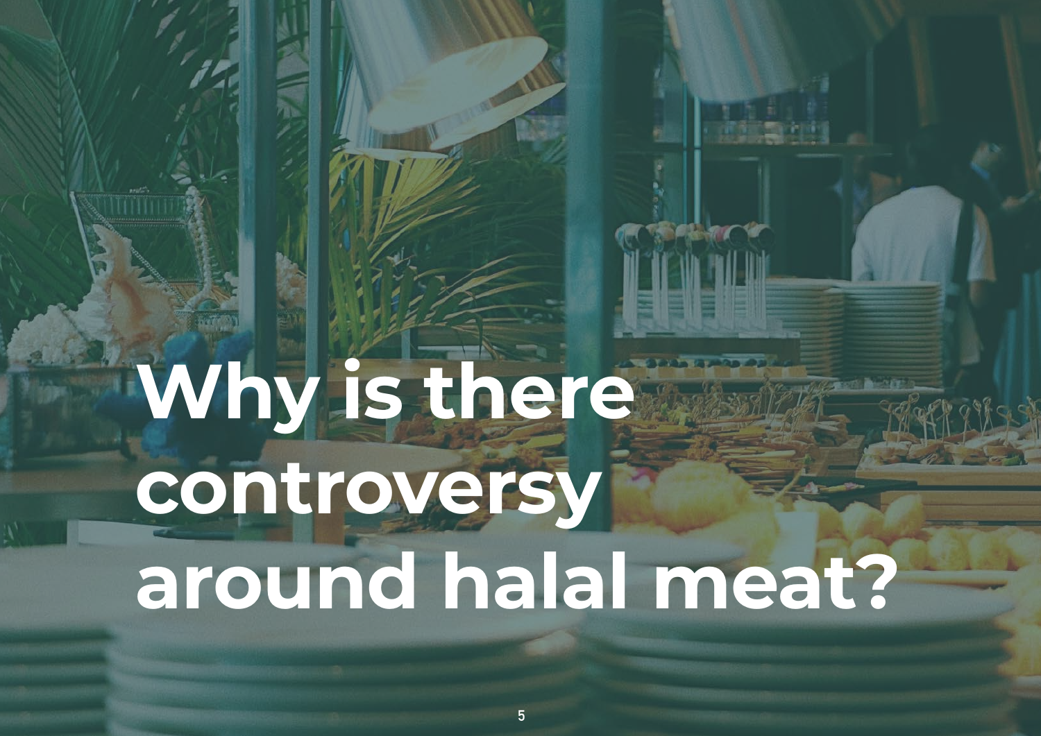# Why is there controversy around halal meat?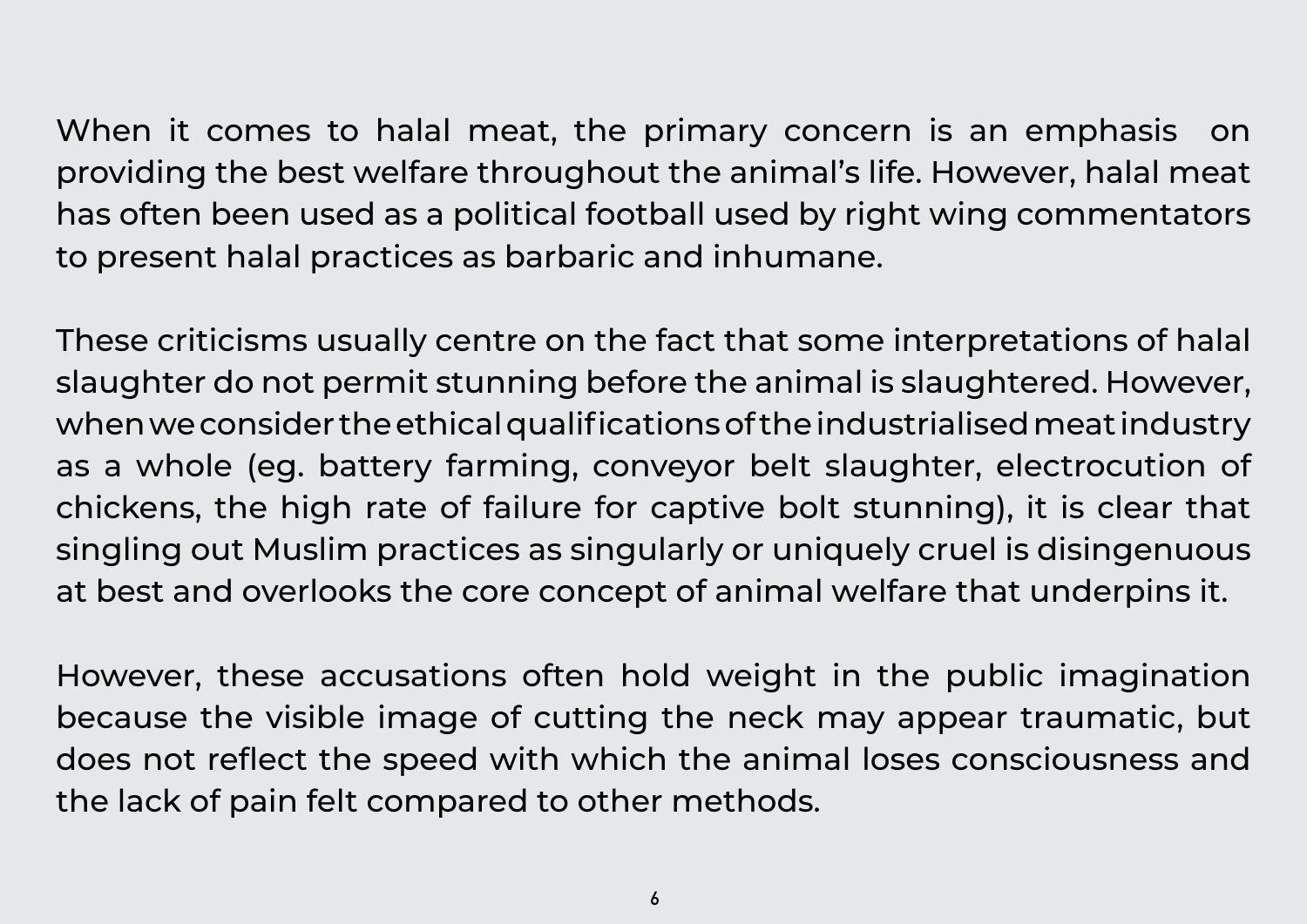When it comes to halal meat, the primary concern is an emphasis on providing the best welfare throughout the animal's life. However, halal meat has often been used as a political football used by right wing commentators to present halal practices as barbaric and inhumane.

These criticisms usually centre on the fact that some interpretations of halal slaughter do not permit stunning before the animal is slaughtered. However, when we consider the ethical qualifications of the industrialised meat industry as a whole (eg. battery farming, conveyor belt slaughter, electrocution of chickens, the high rate of failure for captive bolt stunning), it is clear that singling out Muslim practices as singularly or uniquely cruel is disingenuous at best and overlooks the core concept of animal welfare that underpins it.

However, these accusations often hold weight in the public imagination because the visible image of cutting the neck may appear traumatic, but does not reflect the speed with which the animal loses consciousness and the lack of pain felt compared to other methods.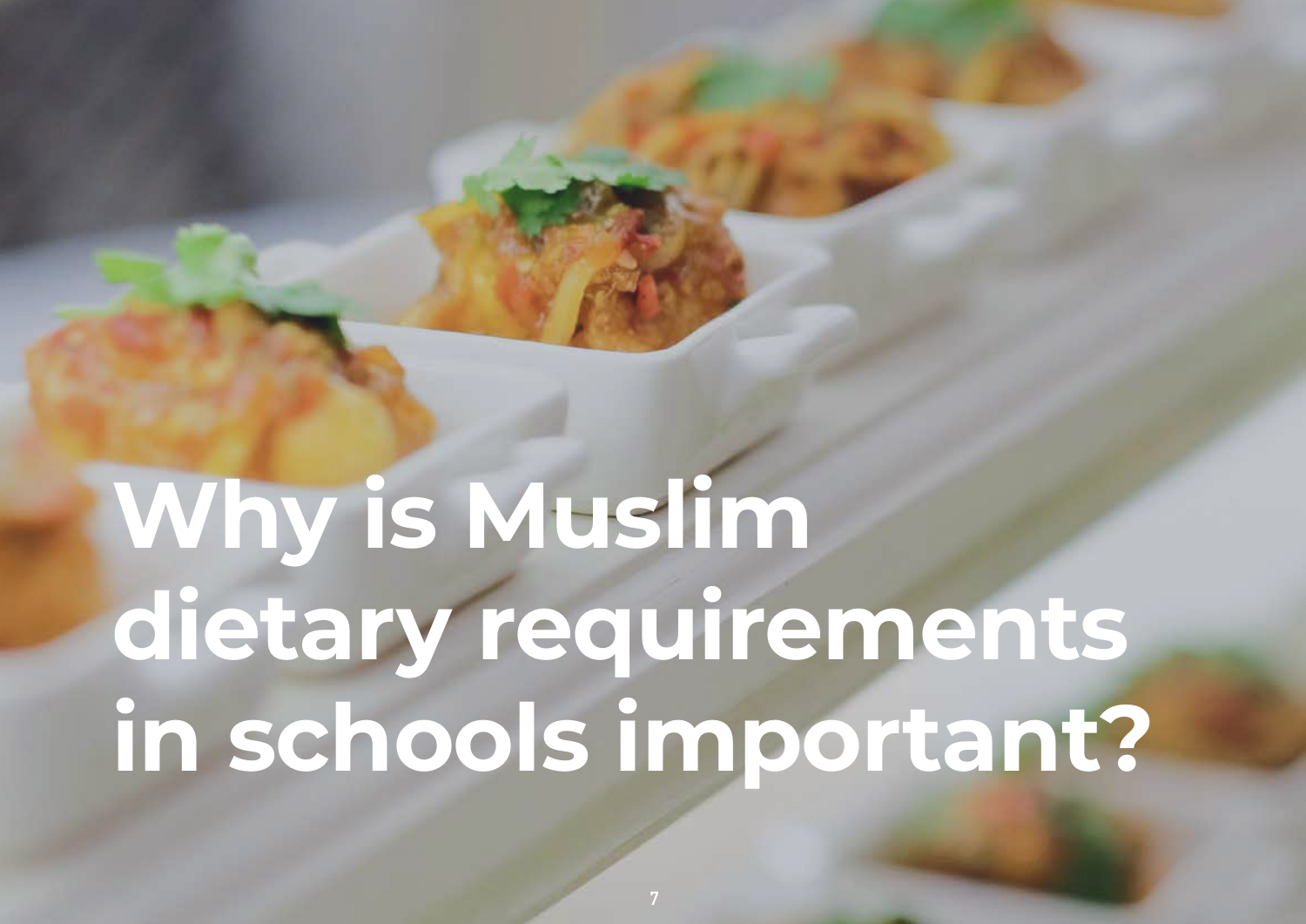# Why is Muslim dietary requirements in schools important?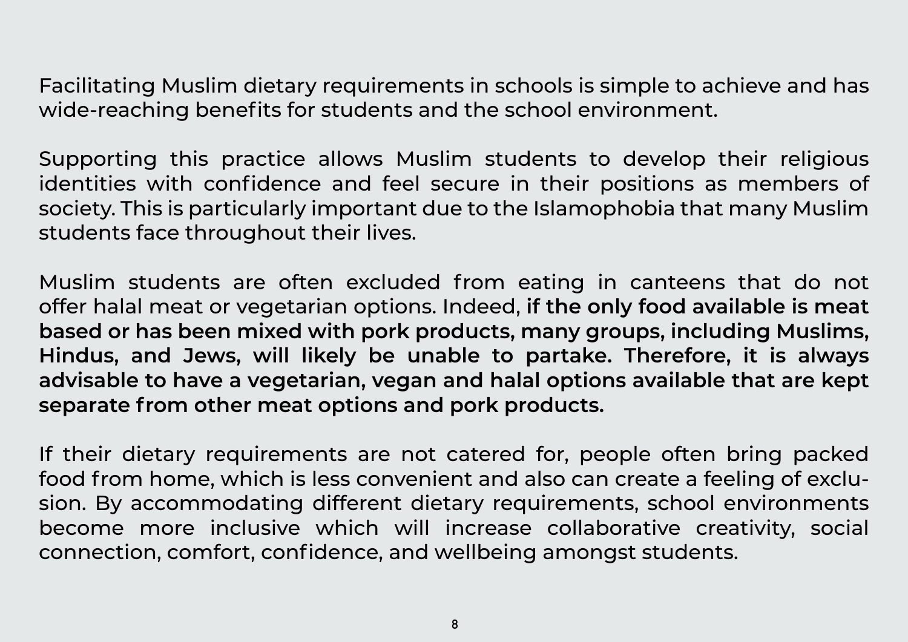Facilitating Muslim dietary requirements in schools is simple to achieve and has wide-reaching benefits for students and the school environment.

Supporting this practice allows Muslim students to develop their religious identities with confidence and feel secure in their positions as members of society. This is particularly important due to the Islamophobia that many Muslim students face throughout their lives.

Muslim students are often excluded from eating in canteens that do not offer halal meat or vegetarian options. Indeed, **if the only food available is meat based or has been mixed with pork products, many groups, including Muslims, Hindus, and Jews, will likely be unable to partake. Therefore, it is always advisable to have a vegetarian, vegan and halal options available that are kept separate from other meat options and pork products.**

If their dietary requirements are not catered for, people often bring packed food from home, which is less convenient and also can create a feeling of exclusion. By accommodating different dietary requirements, school environments become more inclusive which will increase collaborative creativity, social connection, comfort, confidence, and wellbeing amongst students.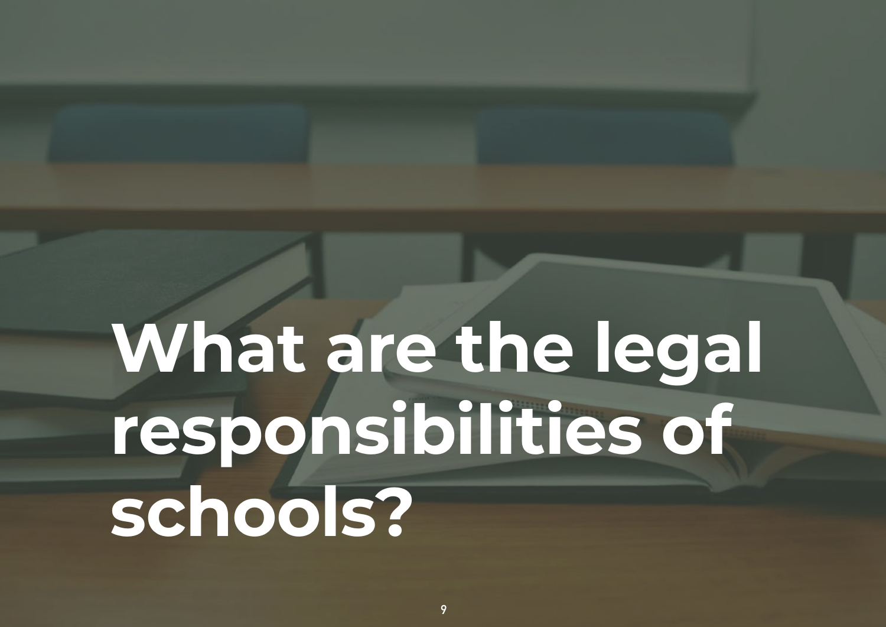# What are the legal responsibilities of schools?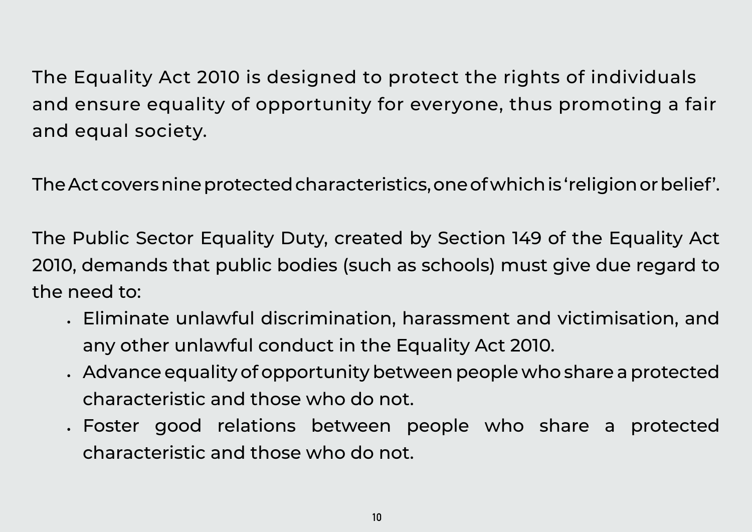The Equality Act 2010 is designed to protect the rights of individuals and ensure equality of opportunity for everyone, thus promoting a fair and equal society.

The Act covers nine protected characteristics, one of which is 'religion or belief'.

The Public Sector Equality Duty, created by Section 149 of the Equality Act 2010, demands that public bodies (such as schools) must give due regard to the need to:

- Eliminate unlawful discrimination, harassment and victimisation, and any other unlawful conduct in the Equality Act 2010.
- Advance equality of opportunity between people who share a protected characteristic and those who do not.
- Foster good relations between people who share a protected characteristic and those who do not.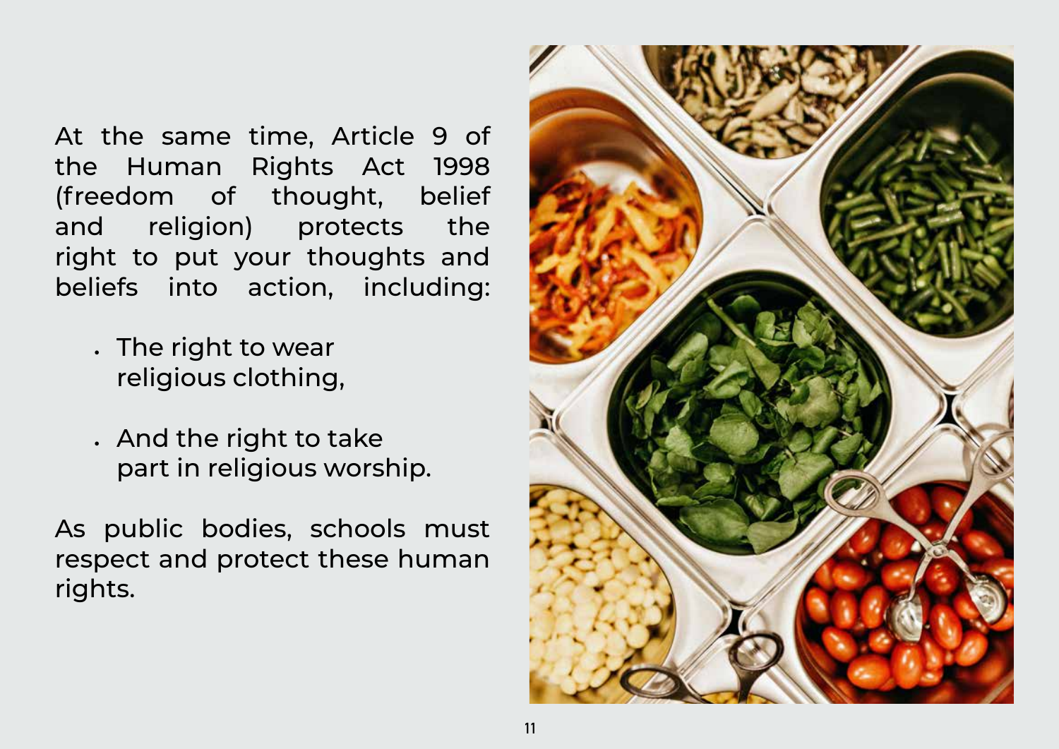At the same time, Article 9 of the Human Rights Act 1998 (freedom of thought, belief and religion) protects the right to put your thoughts and beliefs into action, including:

- The right to wear religious clothing,
- And the right to take part in religious worship.

As public bodies, schools must respect and protect these human rights.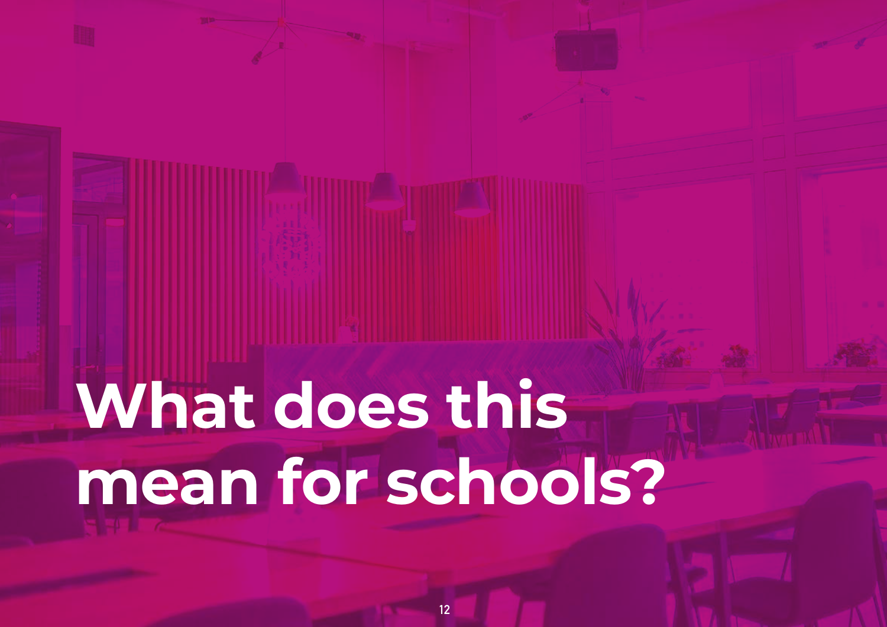# What does this mean for schools?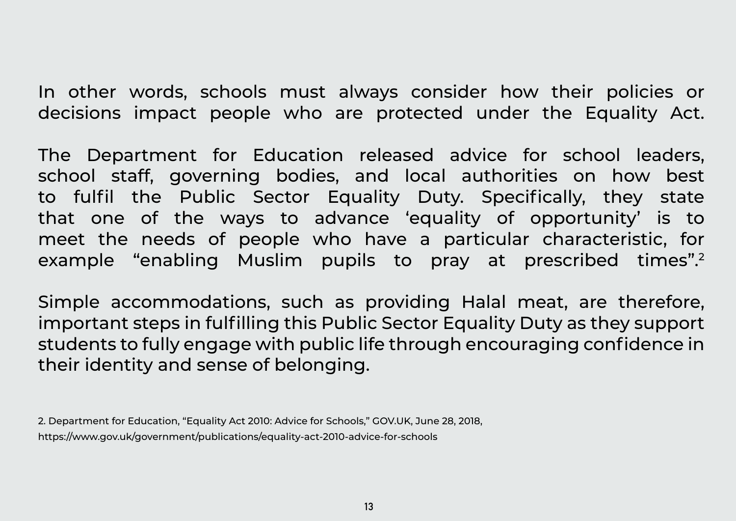In other words, schools must always consider how their policies or decisions impact people who are protected under the Equality Act.

The Department for Education released advice for school leaders, school staff, governing bodies, and local authorities on how best to fulfil the Public Sector Equality Duty. Specifically, they state that one of the ways to advance 'equality of opportunity' is to meet the needs of people who have a particular characteristic, for example "enabling Muslim pupils to pray at prescribed times".[2]

Simple accommodations, such as providing Halal meat, are therefore, important steps in fulfilling this Public Sector Equality Duty as they support students to fully engage with public life through encouraging confidence in their identity and sense of belonging.

2. Department for Education, "Equality Act 2010: Advice for Schools," GOV.UK, June 28, 2018, https://www.gov.uk/government/publications/equality-act-2010-advice-for-schools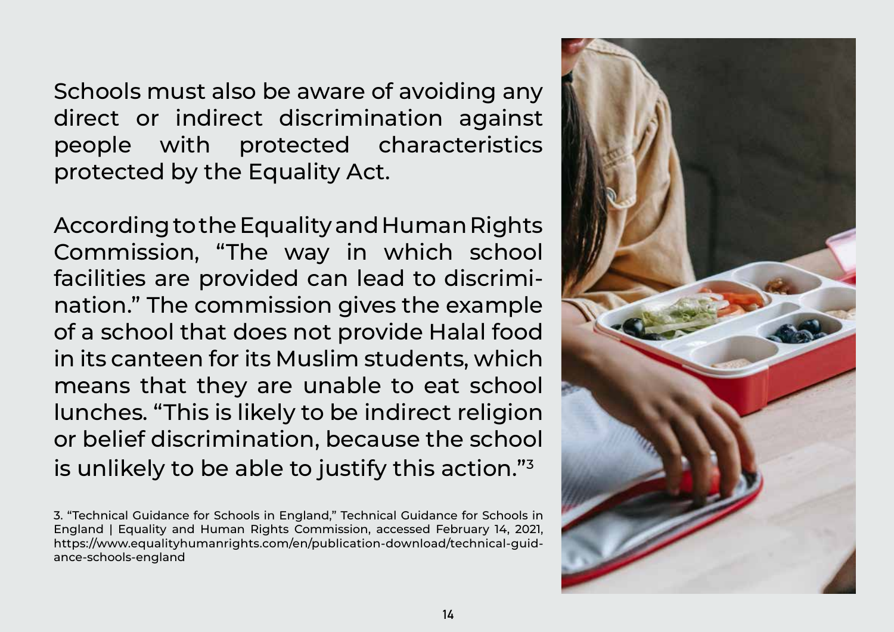Schools must also be aware of avoiding any direct or indirect discrimination against people with protected characteristics protected by the Equality Act.

According to the Equality and Human Rights Commission, "The way in which school facilities are provided can lead to discrimination." The commission gives the example of a school that does not provide Halal food in its canteen for its Muslim students, which means that they are unable to eat school lunches. "This is likely to be indirect religion or belief discrimination, because the school is unlikely to be able to justify this action."[3]

3. "Technical Guidance for Schools in England," Technical Guidance for Schools in England | Equality and Human Rights Commission, accessed February 14, 2021, https://www.equalityhumanrights.com/en/publication-download/technical-guidance-schools-england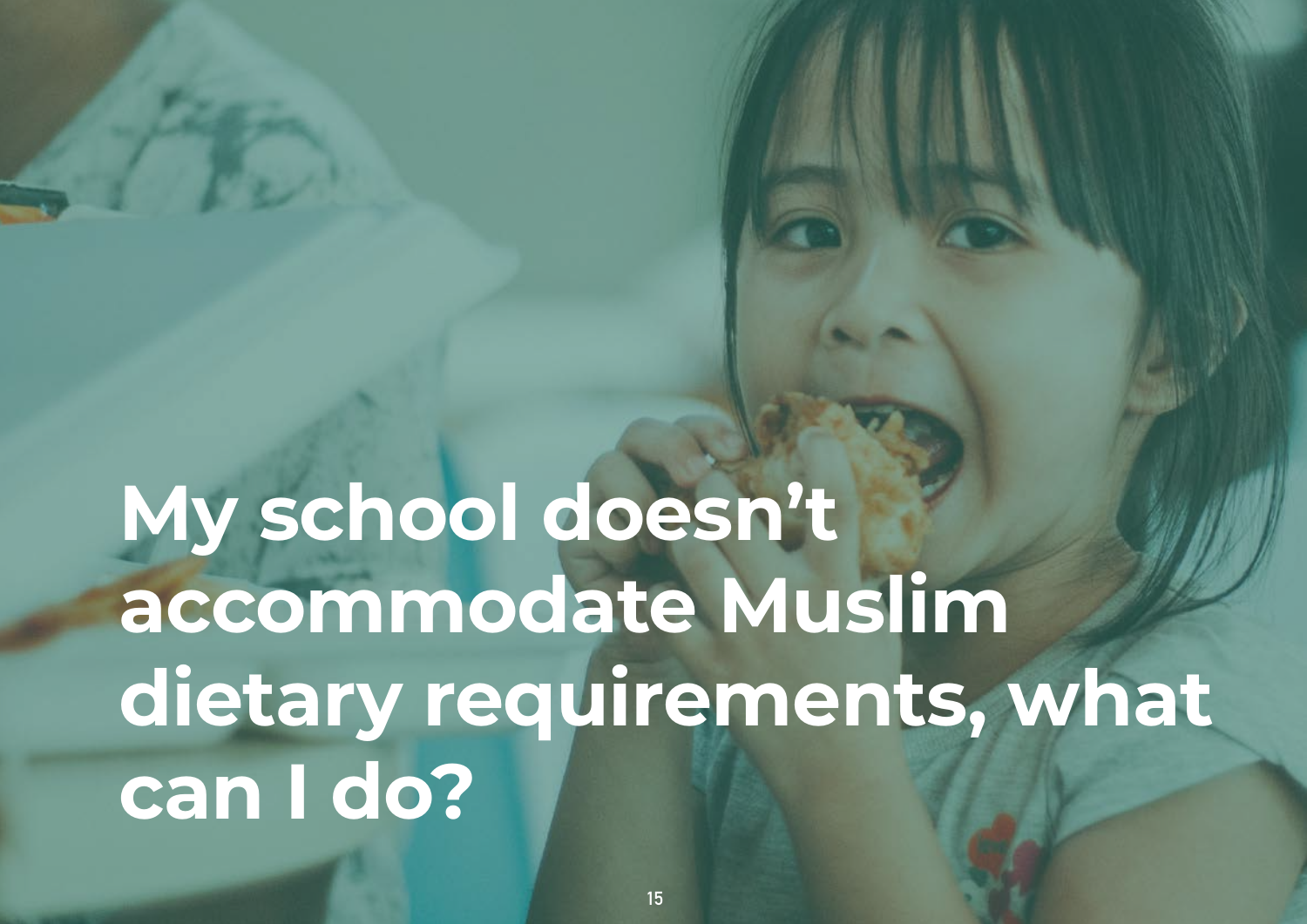# My school doesn’t accommodate Muslim dietary requirements, what can I do?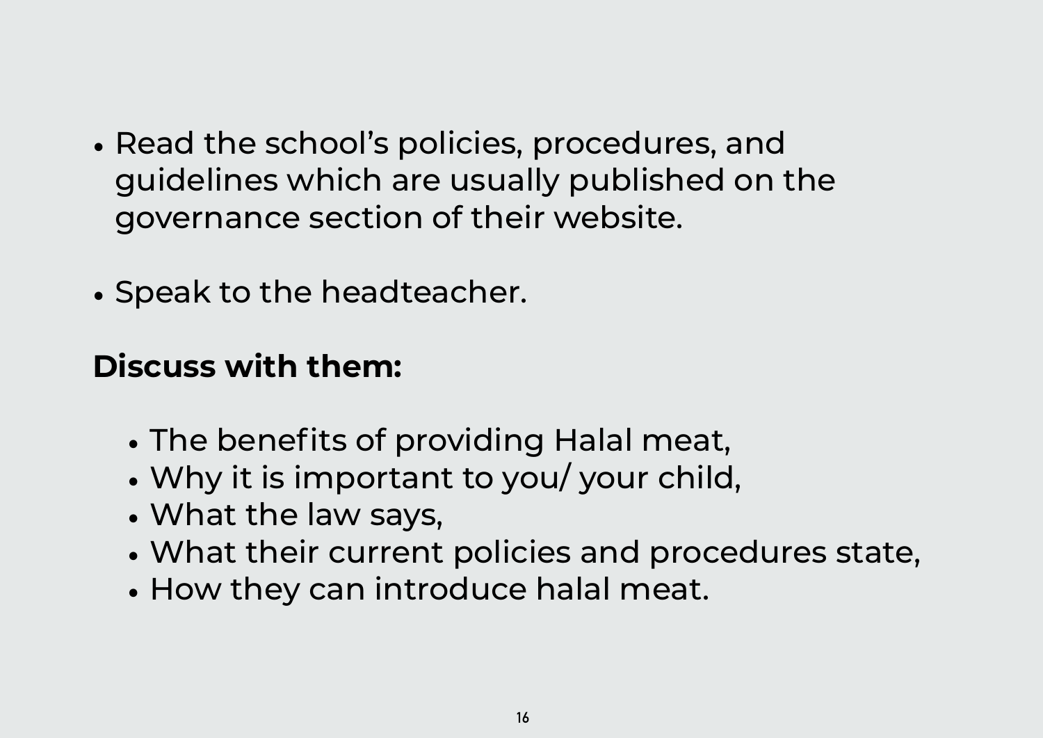- Read the school's policies, procedures, and guidelines which are usually published on the governance section of their website.

- Speak to the headteacher.

**Discuss with them:**

- The benefits of providing Halal meat,
- Why it is important to you/ your child,
- What the law says,
- What their current policies and procedures state,
- How they can introduce halal meat.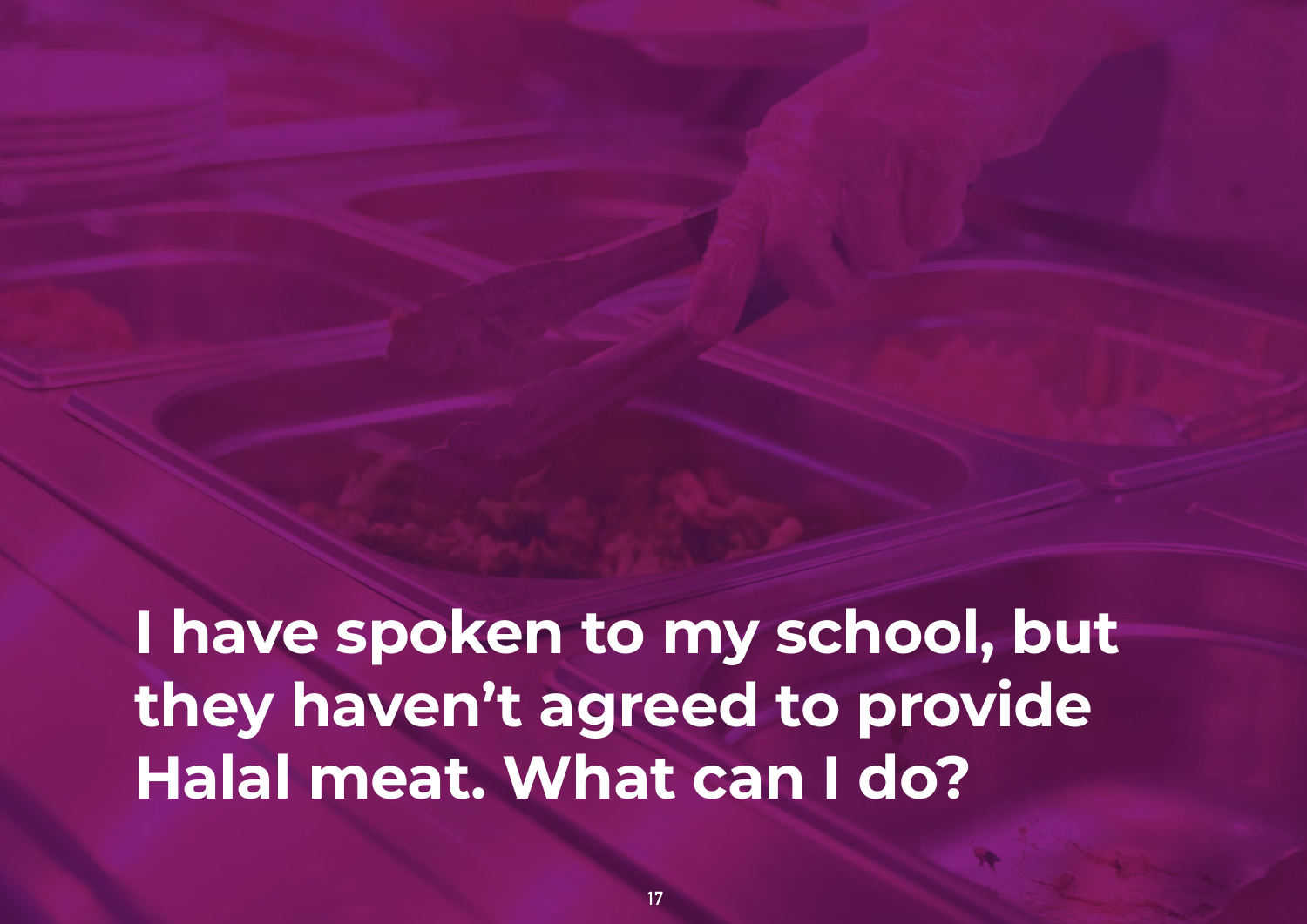# I have spoken to my school, but they haven't agreed to provide Halal meat. What can I do?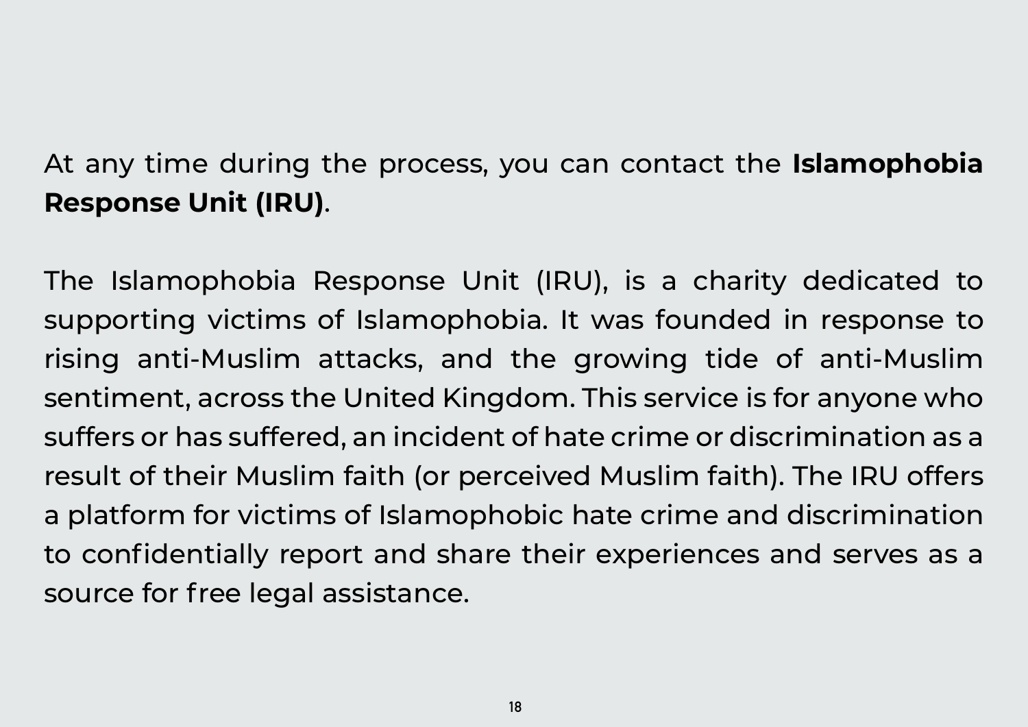At any time during the process, you can contact the **Islamophobia Response Unit (IRU)**.

The Islamophobia Response Unit (IRU), is a charity dedicated to supporting victims of Islamophobia. It was founded in response to rising anti-Muslim attacks, and the growing tide of anti-Muslim sentiment, across the United Kingdom. This service is for anyone who suffers or has suffered, an incident of hate crime or discrimination as a result of their Muslim faith (or perceived Muslim faith). The IRU offers a platform for victims of Islamophobic hate crime and discrimination to confidentially report and share their experiences and serves as a source for free legal assistance.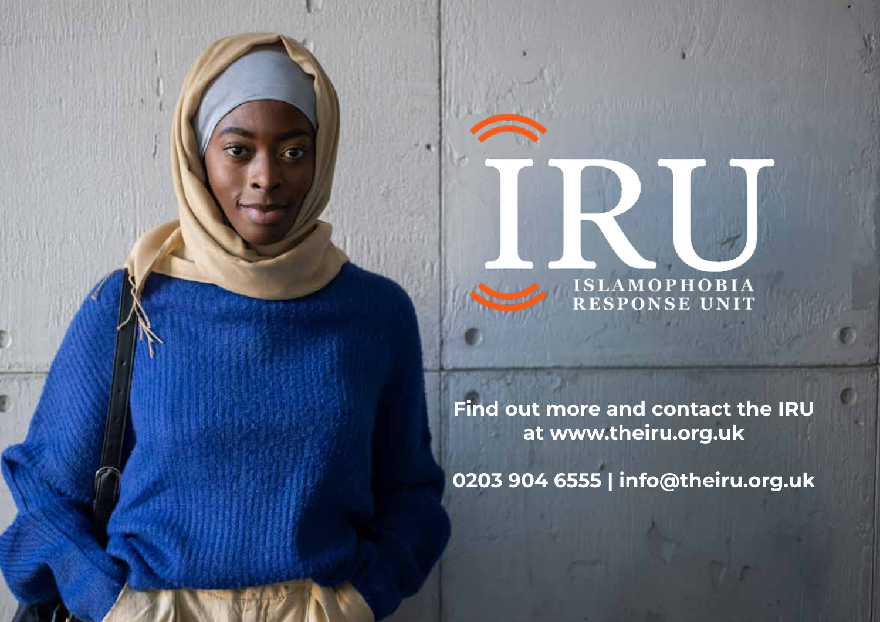# IRU

ISLAMOPHOBIA RESPONSE UNIT

**Find out more and contact the IRU at www.theiru.org.uk**

**0203 904 6555 | info@theiru.org.uk**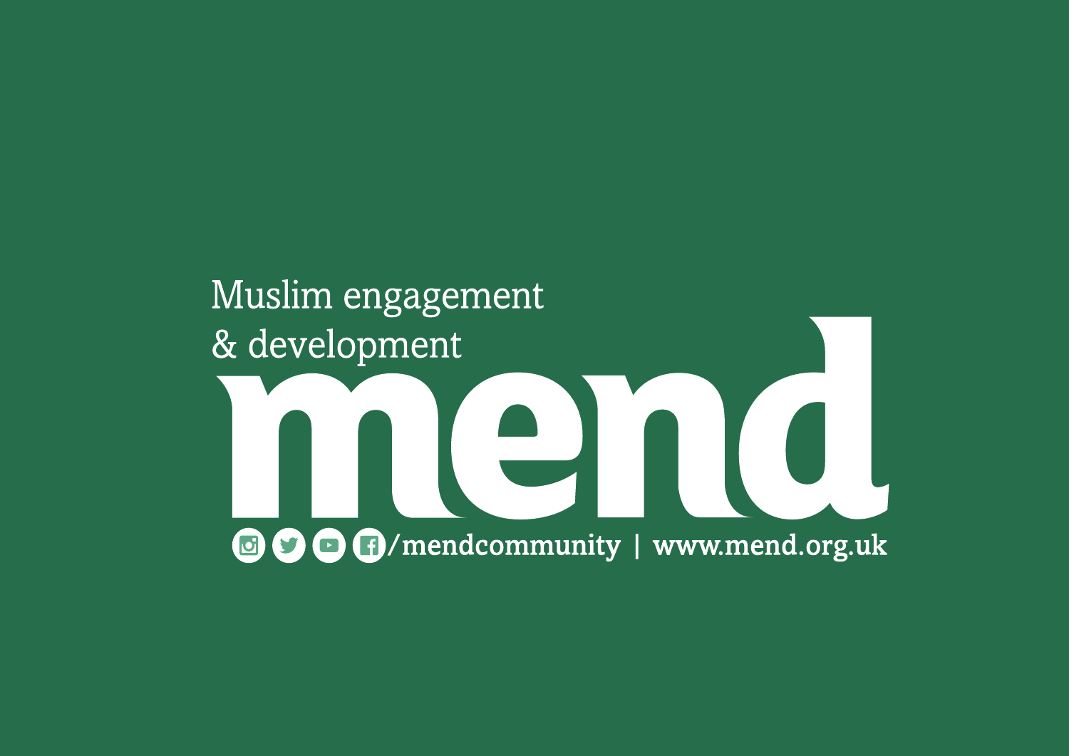Muslim engagement
& development

mend

/mendcommunity | www.mend.org.uk